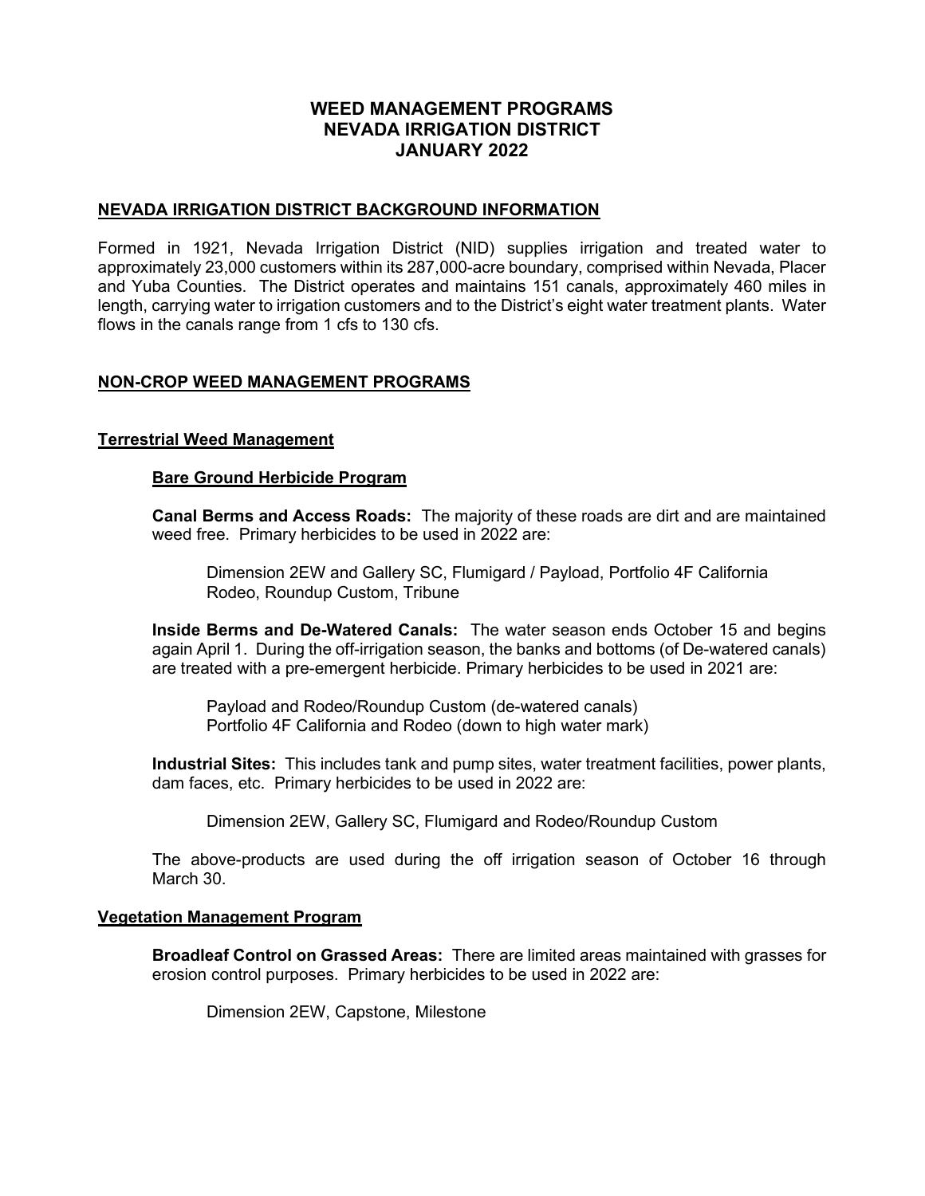# WEED MANAGEMENT PROGRAMS
# NEVADA IRRIGATION DISTRICT
# JANUARY 2022

## NEVADA IRRIGATION DISTRICT BACKGROUND INFORMATION

Formed in 1921, Nevada Irrigation District (NID) supplies irrigation and treated water to approximately 23,000 customers within its 287,000-acre boundary, comprised within Nevada, Placer and Yuba Counties. The District operates and maintains 151 canals, approximately 460 miles in length, carrying water to irrigation customers and to the District's eight water treatment plants. Water flows in the canals range from 1 cfs to 130 cfs.

## NON-CROP WEED MANAGEMENT PROGRAMS

### Terrestrial Weed Management

#### Bare Ground Herbicide Program

**Canal Berms and Access Roads:** The majority of these roads are dirt and are maintained weed free. Primary herbicides to be used in 2022 are:

Dimension 2EW and Gallery SC, Flumigard / Payload, Portfolio 4F California Rodeo, Roundup Custom, Tribune

**Inside Berms and De-Watered Canals:** The water season ends October 15 and begins again April 1. During the off-irrigation season, the banks and bottoms (of De-watered canals) are treated with a pre-emergent herbicide. Primary herbicides to be used in 2021 are:

Payload and Rodeo/Roundup Custom (de-watered canals)
Portfolio 4F California and Rodeo (down to high water mark)

**Industrial Sites:** This includes tank and pump sites, water treatment facilities, power plants, dam faces, etc. Primary herbicides to be used in 2022 are:

Dimension 2EW, Gallery SC, Flumigard and Rodeo/Roundup Custom

The above-products are used during the off irrigation season of October 16 through March 30.

### Vegetation Management Program

**Broadleaf Control on Grassed Areas:** There are limited areas maintained with grasses for erosion control purposes. Primary herbicides to be used in 2022 are:

Dimension 2EW, Capstone, Milestone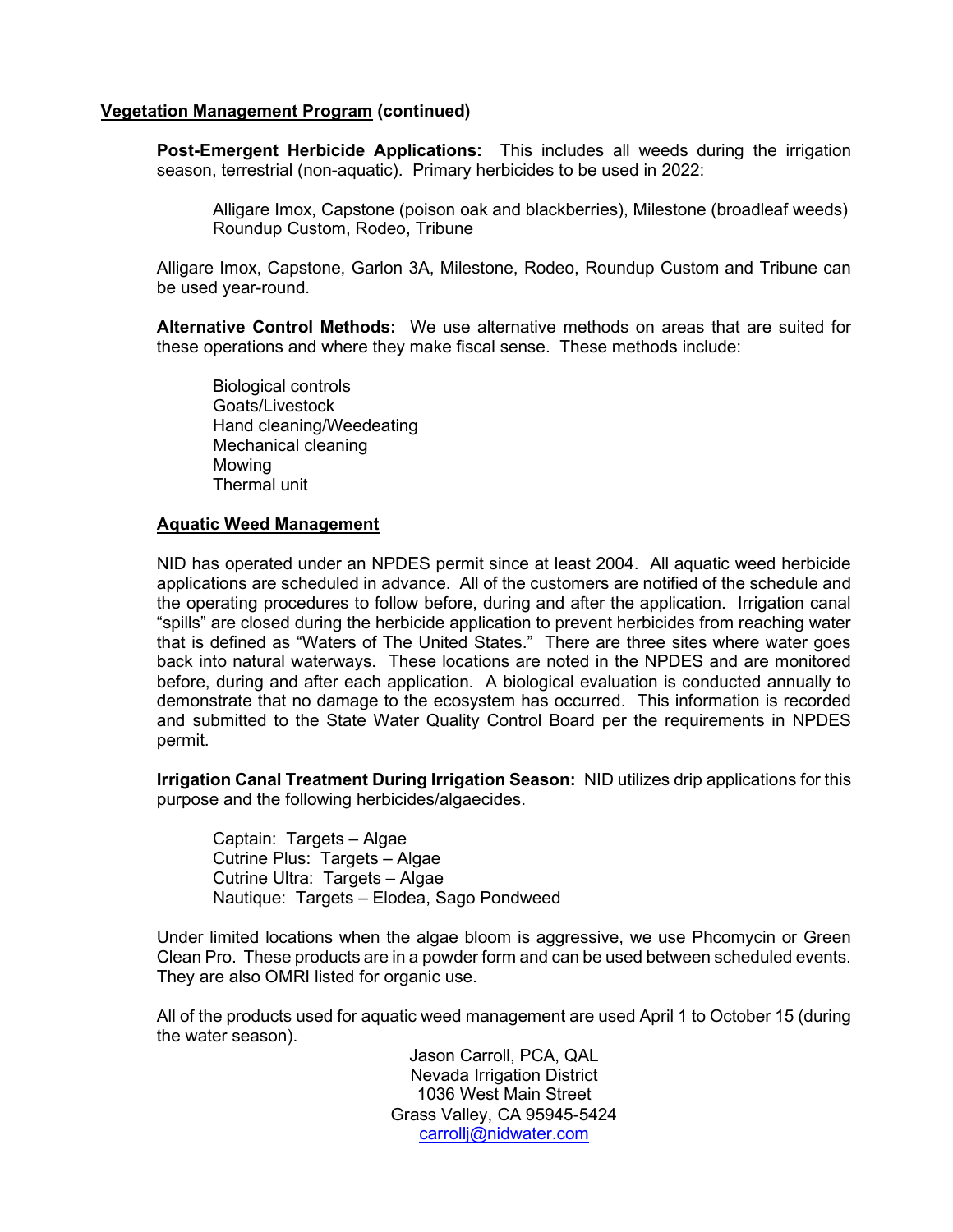**Vegetation Management Program (continued)**

**Post-Emergent Herbicide Applications:** This includes all weeds during the irrigation season, terrestrial (non-aquatic). Primary herbicides to be used in 2022:

Alligare Imox, Capstone (poison oak and blackberries), Milestone (broadleaf weeds)
Roundup Custom, Rodeo, Tribune

Alligare Imox, Capstone, Garlon 3A, Milestone, Rodeo, Roundup Custom and Tribune can be used year-round.

**Alternative Control Methods:** We use alternative methods on areas that are suited for these operations and where they make fiscal sense. These methods include:

- Biological controls
- Goats/Livestock
- Hand cleaning/Weedeating
- Mechanical cleaning
- Mowing
- Thermal unit

**Aquatic Weed Management**

NID has operated under an NPDES permit since at least 2004. All aquatic weed herbicide applications are scheduled in advance. All of the customers are notified of the schedule and the operating procedures to follow before, during and after the application. Irrigation canal "spills" are closed during the herbicide application to prevent herbicides from reaching water that is defined as "Waters of The United States." There are three sites where water goes back into natural waterways. These locations are noted in the NPDES and are monitored before, during and after each application. A biological evaluation is conducted annually to demonstrate that no damage to the ecosystem has occurred. This information is recorded and submitted to the State Water Quality Control Board per the requirements in NPDES permit.

**Irrigation Canal Treatment During Irrigation Season:** NID utilizes drip applications for this purpose and the following herbicides/algaecides.

- Captain: Targets – Algae
- Cutrine Plus: Targets – Algae
- Cutrine Ultra: Targets – Algae
- Nautique: Targets – Elodea, Sago Pondweed

Under limited locations when the algae bloom is aggressive, we use Phcomycin or Green Clean Pro. These products are in a powder form and can be used between scheduled events. They are also OMRI listed for organic use.

All of the products used for aquatic weed management are used April 1 to October 15 (during the water season).

Jason Carroll, PCA, QAL
Nevada Irrigation District
1036 West Main Street
Grass Valley, CA 95945-5424
carrollj@nidwater.com